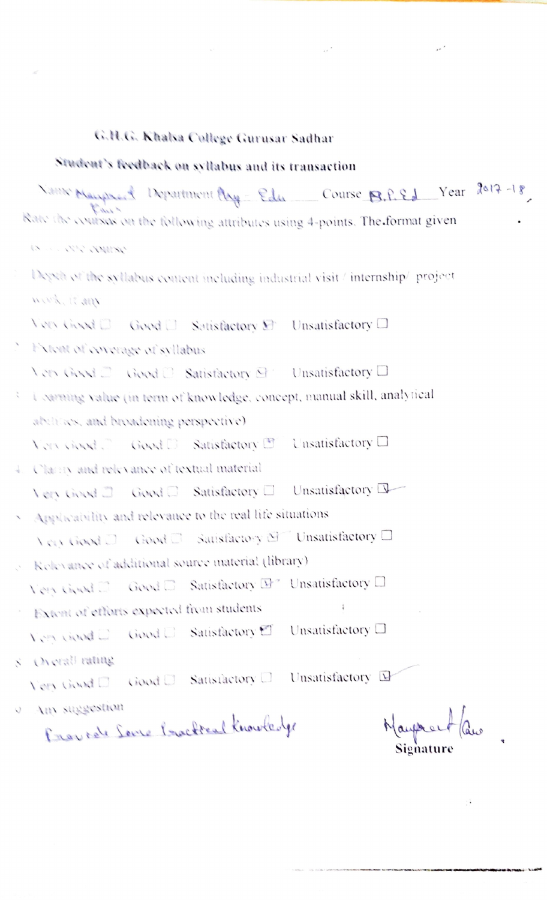# G.H.G. Khalsa College Gurusar Sadhar

## Student's feedback on syllabus and its transaction

Name Manpreet Kaur Department Phy. Edu Course B.P.Ed Year 2017-18

Rate the courses on the following attributes using 4-points. The format given is for one course

1. Depth of the syllabus content including industrial visit / internship/ project work, if any

   Very Good ☐ Good ☐ Satisfactory ☑ Unsatisfactory ☐

2. Extent of coverage of syllabus

   Very Good ☐ Good ☐ Satisfactory ☑ Unsatisfactory ☐

3. Learning value (in term of knowledge, concept, manual skill, analytical abilities, and broadening perspective)

   Very Good ☐ Good ☐ Satisfactory ☑ Unsatisfactory ☐

4. Clarity and relevance of textual material

   Very Good ☐ Good ☐ Satisfactory ☐ Unsatisfactory ☑

5. Applicability and relevance to the real life situations

   Very Good ☐ Good ☐ Satisfactory ☑ Unsatisfactory ☐

6. Relevance of additional source material (library)

   Very Good ☐ Good ☐ Satisfactory ☑ Unsatisfactory ☐

7. Extent of efforts expected from students

   Very Good ☐ Good ☐ Satisfactory ☑ Unsatisfactory ☐

8. Overall rating

   Very Good ☐ Good ☐ Satisfactory ☐ Unsatisfactory ☑

9. Any suggestion

   Provide Some Practical Knowledge

Manpreet Kaur

**Signature**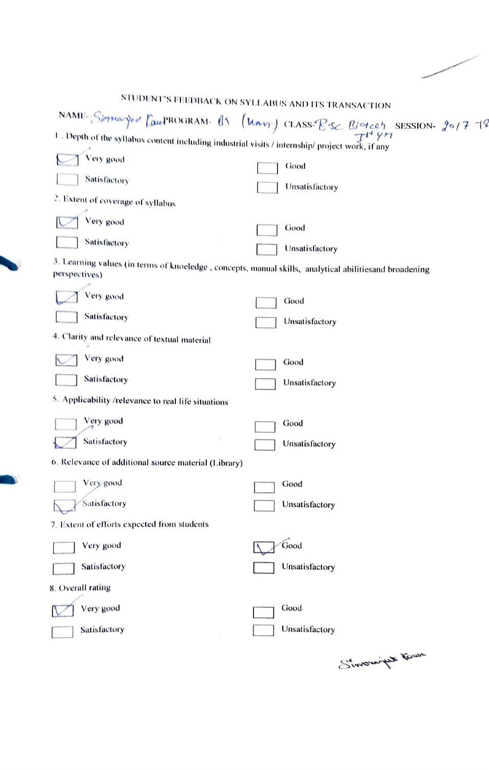# STUDENT'S FEEDBACK ON SYLLABUS AND ITS TRANSACTION

NAME- Simranjeet Kaur PROGRAM- BS (Hons) CLASS- B.Sc Biotech Ist yr SESSION- 2017-18

1. Depth of the syllabus content including industrial visits / internship/ project work, if any

- [x] Very good
- [ ] Good
- [ ] Satisfactory
- [ ] Unsatisfactory

2. Extent of coverage of syllabus

- [x] Very good
- [ ] Good
- [ ] Satisfactory
- [ ] Unsatisfactory

3. Learning values (in terms of knoeledge , concepts, manual skills, analytical abilitiesand broadening perspectives)

- [x] Very good
- [ ] Good
- [ ] Satisfactory
- [ ] Unsatisfactory

4. Clarity and relevance of textual material

- [x] Very good
- [ ] Good
- [ ] Satisfactory
- [ ] Unsatisfactory

5. Applicability /relevance to real life situations

- [ ] Very good
- [ ] Good
- [x] Satisfactory
- [ ] Unsatisfactory

6. Relevance of additional source material (Library)

- [ ] Very good
- [ ] Good
- [x] Satisfactory
- [ ] Unsatisfactory

7. Extent of efforts expected from students

- [ ] Very good
- [x] Good
- [ ] Satisfactory
- [ ] Unsatisfactory

8. Overall rating

- [x] Very good
- [ ] Good
- [ ] Satisfactory
- [ ] Unsatisfactory

Simranjeet Kaur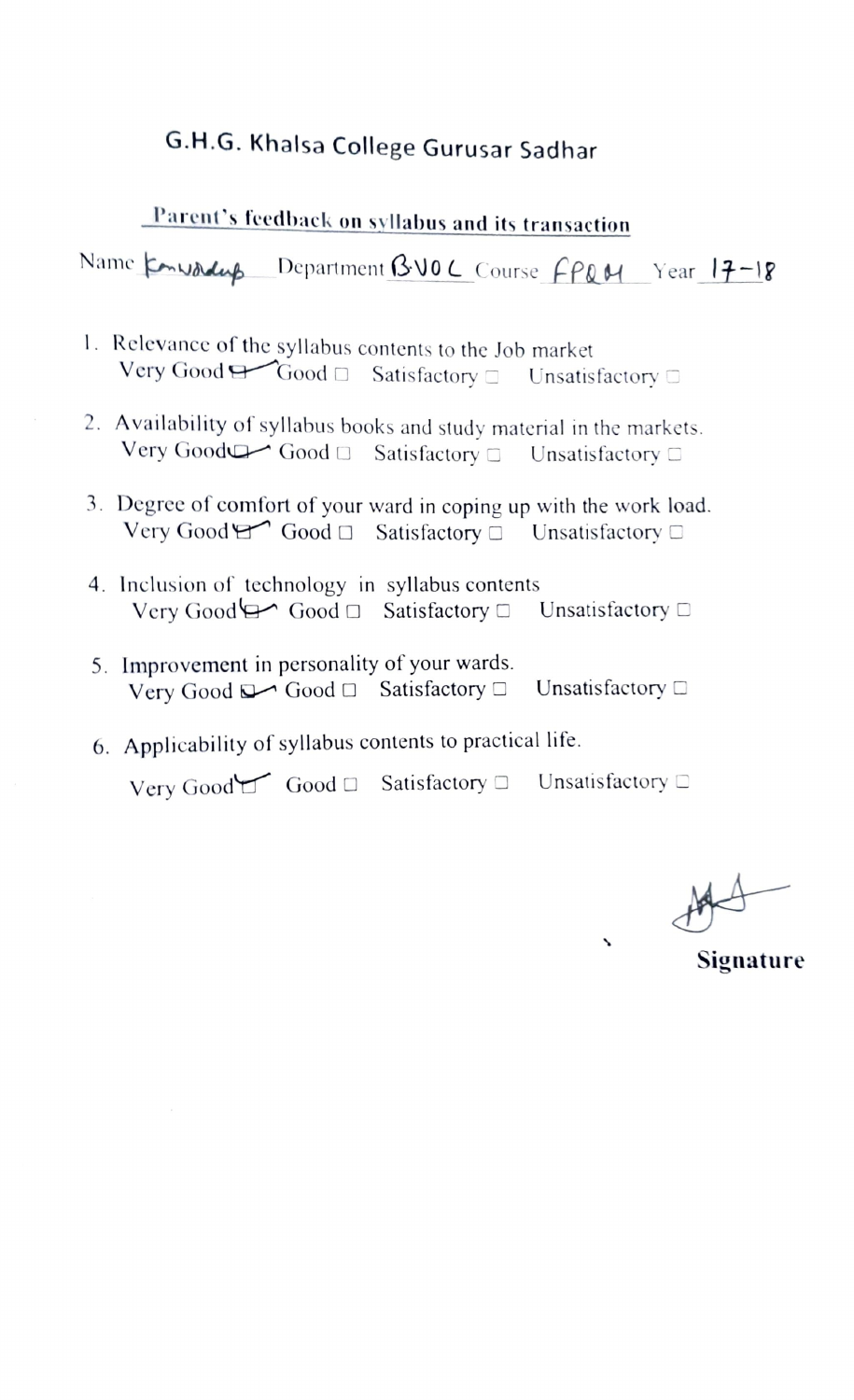# G.H.G. Khalsa College Gurusar Sadhar

## Parent's feedback on syllabus and its transaction

Name Kanwardeep Department BVOC Course FP&M Year 17-18

1. Relevance of the syllabus contents to the Job market
   Very Good ☑ Good ☐ Satisfactory ☐ Unsatisfactory ☐

2. Availability of syllabus books and study material in the markets.
   Very Good ☑ Good ☐ Satisfactory ☐ Unsatisfactory ☐

3. Degree of comfort of your ward in coping up with the work load.
   Very Good ☑ Good ☐ Satisfactory ☐ Unsatisfactory ☐

4. Inclusion of technology in syllabus contents
   Very Good ☑ Good ☐ Satisfactory ☐ Unsatisfactory ☐

5. Improvement in personality of your wards.
   Very Good ☑ Good ☐ Satisfactory ☐ Unsatisfactory ☐

6. Applicability of syllabus contents to practical life.
   Very Good ☑ Good ☐ Satisfactory ☐ Unsatisfactory ☐

**Signature**